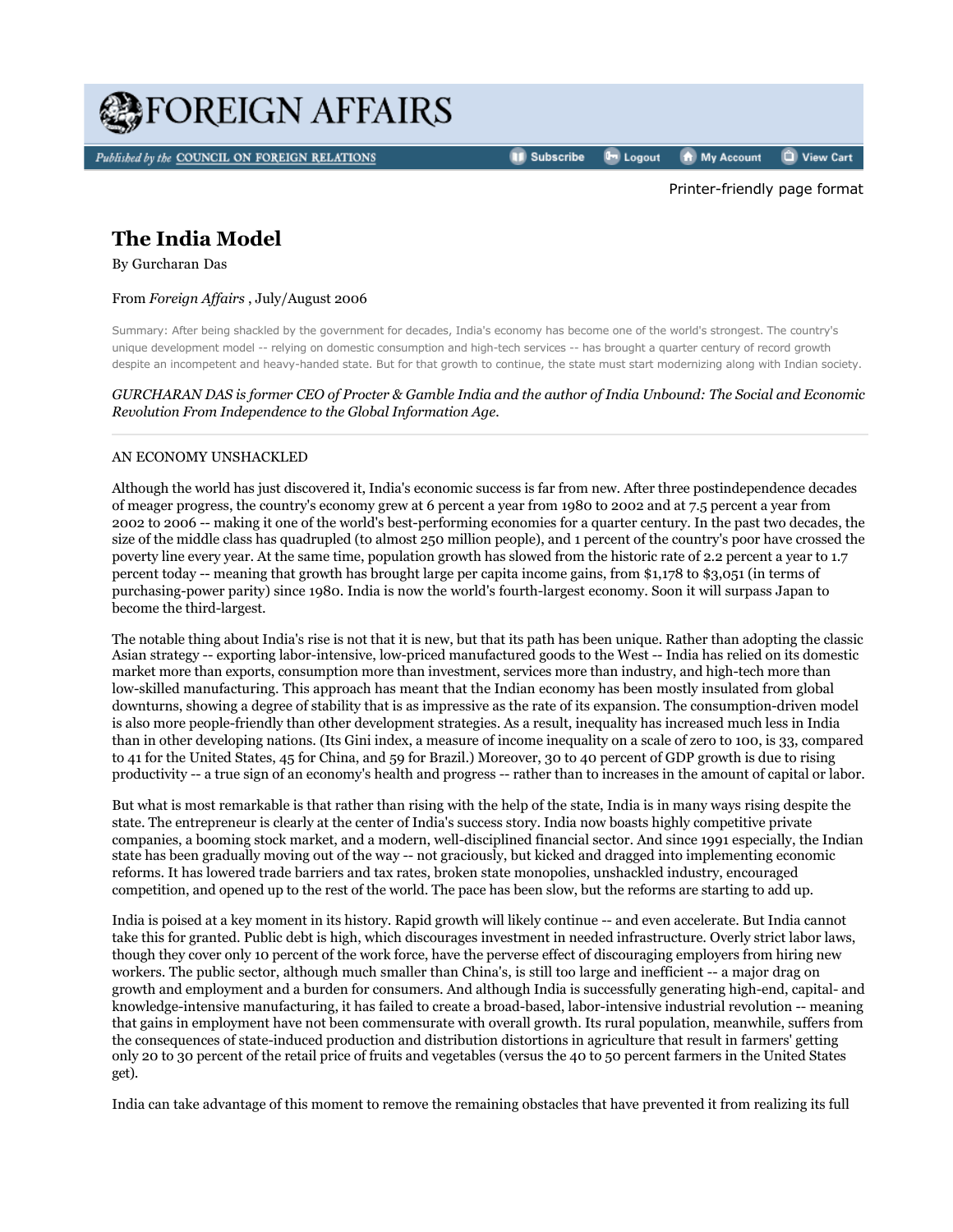# The India Model

By Gurcharan Das

From *Foreign Affairs* , July/August 2006

Summary: After being shackled by the government for decades, India's economy has become one of the world's strongest. The country's unique development model -- relying on domestic consumption and high-tech services -- has brought a quarter century of record growth despite an incompetent and heavy-handed state. But for that growth to continue, the state must start modernizing along with Indian society.

*GURCHARAN DAS is former CEO of Procter & Gamble India and the author of India Unbound: The Social and Economic Revolution From Independence to the Global Information Age.*

---

## AN ECONOMY UNSHACKLED

Although the world has just discovered it, India's economic success is far from new. After three postindependence decades of meager progress, the country's economy grew at 6 percent a year from 1980 to 2002 and at 7.5 percent a year from 2002 to 2006 -- making it one of the world's best-performing economies for a quarter century. In the past two decades, the size of the middle class has quadrupled (to almost 250 million people), and 1 percent of the country's poor have crossed the poverty line every year. At the same time, population growth has slowed from the historic rate of 2.2 percent a year to 1.7 percent today -- meaning that growth has brought large per capita income gains, from $1,178 to $3,051 (in terms of purchasing-power parity) since 1980. India is now the world's fourth-largest economy. Soon it will surpass Japan to become the third-largest.

The notable thing about India's rise is not that it is new, but that its path has been unique. Rather than adopting the classic Asian strategy -- exporting labor-intensive, low-priced manufactured goods to the West -- India has relied on its domestic market more than exports, consumption more than investment, services more than industry, and high-tech more than low-skilled manufacturing. This approach has meant that the Indian economy has been mostly insulated from global downturns, showing a degree of stability that is as impressive as the rate of its expansion. The consumption-driven model is also more people-friendly than other development strategies. As a result, inequality has increased much less in India than in other developing nations. (Its Gini index, a measure of income inequality on a scale of zero to 100, is 33, compared to 41 for the United States, 45 for China, and 59 for Brazil.) Moreover, 30 to 40 percent of GDP growth is due to rising productivity -- a true sign of an economy's health and progress -- rather than to increases in the amount of capital or labor.

But what is most remarkable is that rather than rising with the help of the state, India is in many ways rising despite the state. The entrepreneur is clearly at the center of India's success story. India now boasts highly competitive private companies, a booming stock market, and a modern, well-disciplined financial sector. And since 1991 especially, the Indian state has been gradually moving out of the way -- not graciously, but kicked and dragged into implementing economic reforms. It has lowered trade barriers and tax rates, broken state monopolies, unshackled industry, encouraged competition, and opened up to the rest of the world. The pace has been slow, but the reforms are starting to add up.

India is poised at a key moment in its history. Rapid growth will likely continue -- and even accelerate. But India cannot take this for granted. Public debt is high, which discourages investment in needed infrastructure. Overly strict labor laws, though they cover only 10 percent of the work force, have the perverse effect of discouraging employers from hiring new workers. The public sector, although much smaller than China's, is still too large and inefficient -- a major drag on growth and employment and a burden for consumers. And although India is successfully generating high-end, capital- and knowledge-intensive manufacturing, it has failed to create a broad-based, labor-intensive industrial revolution -- meaning that gains in employment have not been commensurate with overall growth. Its rural population, meanwhile, suffers from the consequences of state-induced production and distribution distortions in agriculture that result in farmers' getting only 20 to 30 percent of the retail price of fruits and vegetables (versus the 40 to 50 percent farmers in the United States get).

India can take advantage of this moment to remove the remaining obstacles that have prevented it from realizing its full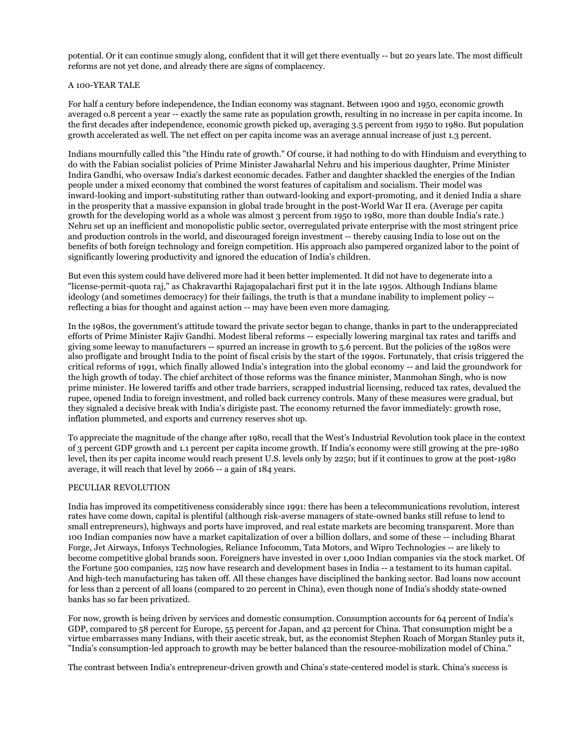potential. Or it can continue smugly along, confident that it will get there eventually -- but 20 years late. The most difficult reforms are not yet done, and already there are signs of complacency.

## A 100-YEAR TALE

For half a century before independence, the Indian economy was stagnant. Between 1900 and 1950, economic growth averaged 0.8 percent a year -- exactly the same rate as population growth, resulting in no increase in per capita income. In the first decades after independence, economic growth picked up, averaging 3.5 percent from 1950 to 1980. But population growth accelerated as well. The net effect on per capita income was an average annual increase of just 1.3 percent.

Indians mournfully called this "the Hindu rate of growth." Of course, it had nothing to do with Hinduism and everything to do with the Fabian socialist policies of Prime Minister Jawaharlal Nehru and his imperious daughter, Prime Minister Indira Gandhi, who oversaw India's darkest economic decades. Father and daughter shackled the energies of the Indian people under a mixed economy that combined the worst features of capitalism and socialism. Their model was inward-looking and import-substituting rather than outward-looking and export-promoting, and it denied India a share in the prosperity that a massive expansion in global trade brought in the post-World War II era. (Average per capita growth for the developing world as a whole was almost 3 percent from 1950 to 1980, more than double India's rate.) Nehru set up an inefficient and monopolistic public sector, overregulated private enterprise with the most stringent price and production controls in the world, and discouraged foreign investment -- thereby causing India to lose out on the benefits of both foreign technology and foreign competition. His approach also pampered organized labor to the point of significantly lowering productivity and ignored the education of India's children.

But even this system could have delivered more had it been better implemented. It did not have to degenerate into a "license-permit-quota raj," as Chakravarthi Rajagopalachari first put it in the late 1950s. Although Indians blame ideology (and sometimes democracy) for their failings, the truth is that a mundane inability to implement policy -- reflecting a bias for thought and against action -- may have been even more damaging.

In the 1980s, the government's attitude toward the private sector began to change, thanks in part to the underappreciated efforts of Prime Minister Rajiv Gandhi. Modest liberal reforms -- especially lowering marginal tax rates and tariffs and giving some leeway to manufacturers -- spurred an increase in growth to 5.6 percent. But the policies of the 1980s were also profligate and brought India to the point of fiscal crisis by the start of the 1990s. Fortunately, that crisis triggered the critical reforms of 1991, which finally allowed India's integration into the global economy -- and laid the groundwork for the high growth of today. The chief architect of those reforms was the finance minister, Manmohan Singh, who is now prime minister. He lowered tariffs and other trade barriers, scrapped industrial licensing, reduced tax rates, devalued the rupee, opened India to foreign investment, and rolled back currency controls. Many of these measures were gradual, but they signaled a decisive break with India's dirigiste past. The economy returned the favor immediately: growth rose, inflation plummeted, and exports and currency reserves shot up.

To appreciate the magnitude of the change after 1980, recall that the West's Industrial Revolution took place in the context of 3 percent GDP growth and 1.1 percent per capita income growth. If India's economy were still growing at the pre-1980 level, then its per capita income would reach present U.S. levels only by 2250; but if it continues to grow at the post-1980 average, it will reach that level by 2066 -- a gain of 184 years.

## PECULIAR REVOLUTION

India has improved its competitiveness considerably since 1991: there has been a telecommunications revolution, interest rates have come down, capital is plentiful (although risk-averse managers of state-owned banks still refuse to lend to small entrepreneurs), highways and ports have improved, and real estate markets are becoming transparent. More than 100 Indian companies now have a market capitalization of over a billion dollars, and some of these -- including Bharat Forge, Jet Airways, Infosys Technologies, Reliance Infocomm, Tata Motors, and Wipro Technologies -- are likely to become competitive global brands soon. Foreigners have invested in over 1,000 Indian companies via the stock market. Of the Fortune 500 companies, 125 now have research and development bases in India -- a testament to its human capital. And high-tech manufacturing has taken off. All these changes have disciplined the banking sector. Bad loans now account for less than 2 percent of all loans (compared to 20 percent in China), even though none of India's shoddy state-owned banks has so far been privatized.

For now, growth is being driven by services and domestic consumption. Consumption accounts for 64 percent of India's GDP, compared to 58 percent for Europe, 55 percent for Japan, and 42 percent for China. That consumption might be a virtue embarrasses many Indians, with their ascetic streak, but, as the economist Stephen Roach of Morgan Stanley puts it, "India's consumption-led approach to growth may be better balanced than the resource-mobilization model of China."

The contrast between India's entrepreneur-driven growth and China's state-centered model is stark. China's success is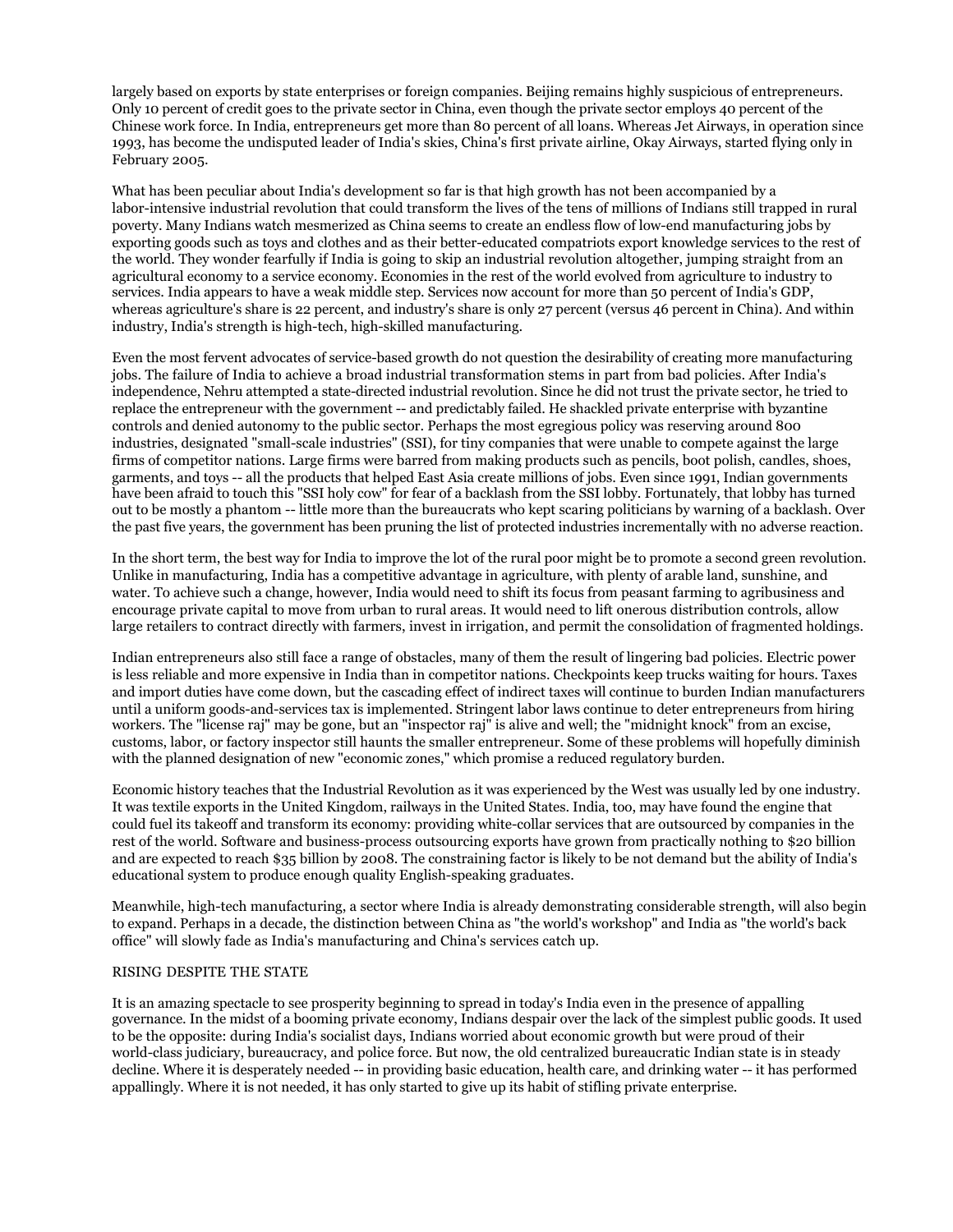largely based on exports by state enterprises or foreign companies. Beijing remains highly suspicious of entrepreneurs. Only 10 percent of credit goes to the private sector in China, even though the private sector employs 40 percent of the Chinese work force. In India, entrepreneurs get more than 80 percent of all loans. Whereas Jet Airways, in operation since 1993, has become the undisputed leader of India's skies, China's first private airline, Okay Airways, started flying only in February 2005.

What has been peculiar about India's development so far is that high growth has not been accompanied by a labor-intensive industrial revolution that could transform the lives of the tens of millions of Indians still trapped in rural poverty. Many Indians watch mesmerized as China seems to create an endless flow of low-end manufacturing jobs by exporting goods such as toys and clothes and as their better-educated compatriots export knowledge services to the rest of the world. They wonder fearfully if India is going to skip an industrial revolution altogether, jumping straight from an agricultural economy to a service economy. Economies in the rest of the world evolved from agriculture to industry to services. India appears to have a weak middle step. Services now account for more than 50 percent of India's GDP, whereas agriculture's share is 22 percent, and industry's share is only 27 percent (versus 46 percent in China). And within industry, India's strength is high-tech, high-skilled manufacturing.

Even the most fervent advocates of service-based growth do not question the desirability of creating more manufacturing jobs. The failure of India to achieve a broad industrial transformation stems in part from bad policies. After India's independence, Nehru attempted a state-directed industrial revolution. Since he did not trust the private sector, he tried to replace the entrepreneur with the government -- and predictably failed. He shackled private enterprise with byzantine controls and denied autonomy to the public sector. Perhaps the most egregious policy was reserving around 800 industries, designated "small-scale industries" (SSI), for tiny companies that were unable to compete against the large firms of competitor nations. Large firms were barred from making products such as pencils, boot polish, candles, shoes, garments, and toys -- all the products that helped East Asia create millions of jobs. Even since 1991, Indian governments have been afraid to touch this "SSI holy cow" for fear of a backlash from the SSI lobby. Fortunately, that lobby has turned out to be mostly a phantom -- little more than the bureaucrats who kept scaring politicians by warning of a backlash. Over the past five years, the government has been pruning the list of protected industries incrementally with no adverse reaction.

In the short term, the best way for India to improve the lot of the rural poor might be to promote a second green revolution. Unlike in manufacturing, India has a competitive advantage in agriculture, with plenty of arable land, sunshine, and water. To achieve such a change, however, India would need to shift its focus from peasant farming to agribusiness and encourage private capital to move from urban to rural areas. It would need to lift onerous distribution controls, allow large retailers to contract directly with farmers, invest in irrigation, and permit the consolidation of fragmented holdings.

Indian entrepreneurs also still face a range of obstacles, many of them the result of lingering bad policies. Electric power is less reliable and more expensive in India than in competitor nations. Checkpoints keep trucks waiting for hours. Taxes and import duties have come down, but the cascading effect of indirect taxes will continue to burden Indian manufacturers until a uniform goods-and-services tax is implemented. Stringent labor laws continue to deter entrepreneurs from hiring workers. The "license raj" may be gone, but an "inspector raj" is alive and well; the "midnight knock" from an excise, customs, labor, or factory inspector still haunts the smaller entrepreneur. Some of these problems will hopefully diminish with the planned designation of new "economic zones," which promise a reduced regulatory burden.

Economic history teaches that the Industrial Revolution as it was experienced by the West was usually led by one industry. It was textile exports in the United Kingdom, railways in the United States. India, too, may have found the engine that could fuel its takeoff and transform its economy: providing white-collar services that are outsourced by companies in the rest of the world. Software and business-process outsourcing exports have grown from practically nothing to $20 billion and are expected to reach $35 billion by 2008. The constraining factor is likely to be not demand but the ability of India's educational system to produce enough quality English-speaking graduates.

Meanwhile, high-tech manufacturing, a sector where India is already demonstrating considerable strength, will also begin to expand. Perhaps in a decade, the distinction between China as "the world's workshop" and India as "the world's back office" will slowly fade as India's manufacturing and China's services catch up.

## RISING DESPITE THE STATE

It is an amazing spectacle to see prosperity beginning to spread in today's India even in the presence of appalling governance. In the midst of a booming private economy, Indians despair over the lack of the simplest public goods. It used to be the opposite: during India's socialist days, Indians worried about economic growth but were proud of their world-class judiciary, bureaucracy, and police force. But now, the old centralized bureaucratic Indian state is in steady decline. Where it is desperately needed -- in providing basic education, health care, and drinking water -- it has performed appallingly. Where it is not needed, it has only started to give up its habit of stifling private enterprise.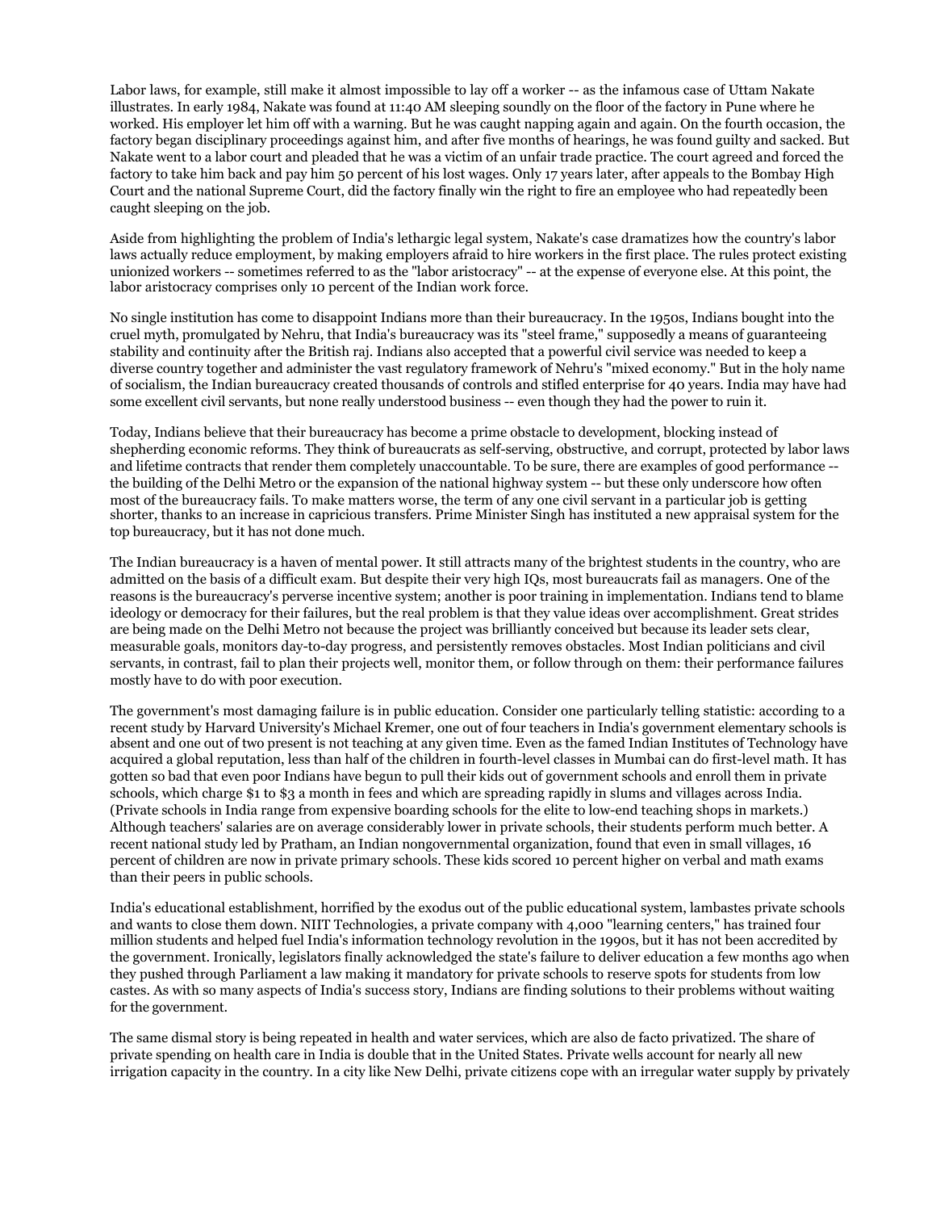Labor laws, for example, still make it almost impossible to lay off a worker -- as the infamous case of Uttam Nakate illustrates. In early 1984, Nakate was found at 11:40 AM sleeping soundly on the floor of the factory in Pune where he worked. His employer let him off with a warning. But he was caught napping again and again. On the fourth occasion, the factory began disciplinary proceedings against him, and after five months of hearings, he was found guilty and sacked. But Nakate went to a labor court and pleaded that he was a victim of an unfair trade practice. The court agreed and forced the factory to take him back and pay him 50 percent of his lost wages. Only 17 years later, after appeals to the Bombay High Court and the national Supreme Court, did the factory finally win the right to fire an employee who had repeatedly been caught sleeping on the job.

Aside from highlighting the problem of India's lethargic legal system, Nakate's case dramatizes how the country's labor laws actually reduce employment, by making employers afraid to hire workers in the first place. The rules protect existing unionized workers -- sometimes referred to as the "labor aristocracy" -- at the expense of everyone else. At this point, the labor aristocracy comprises only 10 percent of the Indian work force.

No single institution has come to disappoint Indians more than their bureaucracy. In the 1950s, Indians bought into the cruel myth, promulgated by Nehru, that India's bureaucracy was its "steel frame," supposedly a means of guaranteeing stability and continuity after the British raj. Indians also accepted that a powerful civil service was needed to keep a diverse country together and administer the vast regulatory framework of Nehru's "mixed economy." But in the holy name of socialism, the Indian bureaucracy created thousands of controls and stifled enterprise for 40 years. India may have had some excellent civil servants, but none really understood business -- even though they had the power to ruin it.

Today, Indians believe that their bureaucracy has become a prime obstacle to development, blocking instead of shepherding economic reforms. They think of bureaucrats as self-serving, obstructive, and corrupt, protected by labor laws and lifetime contracts that render them completely unaccountable. To be sure, there are examples of good performance -- the building of the Delhi Metro or the expansion of the national highway system -- but these only underscore how often most of the bureaucracy fails. To make matters worse, the term of any one civil servant in a particular job is getting shorter, thanks to an increase in capricious transfers. Prime Minister Singh has instituted a new appraisal system for the top bureaucracy, but it has not done much.

The Indian bureaucracy is a haven of mental power. It still attracts many of the brightest students in the country, who are admitted on the basis of a difficult exam. But despite their very high IQs, most bureaucrats fail as managers. One of the reasons is the bureaucracy's perverse incentive system; another is poor training in implementation. Indians tend to blame ideology or democracy for their failures, but the real problem is that they value ideas over accomplishment. Great strides are being made on the Delhi Metro not because the project was brilliantly conceived but because its leader sets clear, measurable goals, monitors day-to-day progress, and persistently removes obstacles. Most Indian politicians and civil servants, in contrast, fail to plan their projects well, monitor them, or follow through on them: their performance failures mostly have to do with poor execution.

The government's most damaging failure is in public education. Consider one particularly telling statistic: according to a recent study by Harvard University's Michael Kremer, one out of four teachers in India's government elementary schools is absent and one out of two present is not teaching at any given time. Even as the famed Indian Institutes of Technology have acquired a global reputation, less than half of the children in fourth-level classes in Mumbai can do first-level math. It has gotten so bad that even poor Indians have begun to pull their kids out of government schools and enroll them in private schools, which charge $1 to $3 a month in fees and which are spreading rapidly in slums and villages across India. (Private schools in India range from expensive boarding schools for the elite to low-end teaching shops in markets.) Although teachers' salaries are on average considerably lower in private schools, their students perform much better. A recent national study led by Pratham, an Indian nongovernmental organization, found that even in small villages, 16 percent of children are now in private primary schools. These kids scored 10 percent higher on verbal and math exams than their peers in public schools.

India's educational establishment, horrified by the exodus out of the public educational system, lambastes private schools and wants to close them down. NIIT Technologies, a private company with 4,000 "learning centers," has trained four million students and helped fuel India's information technology revolution in the 1990s, but it has not been accredited by the government. Ironically, legislators finally acknowledged the state's failure to deliver education a few months ago when they pushed through Parliament a law making it mandatory for private schools to reserve spots for students from low castes. As with so many aspects of India's success story, Indians are finding solutions to their problems without waiting for the government.

The same dismal story is being repeated in health and water services, which are also de facto privatized. The share of private spending on health care in India is double that in the United States. Private wells account for nearly all new irrigation capacity in the country. In a city like New Delhi, private citizens cope with an irregular water supply by privately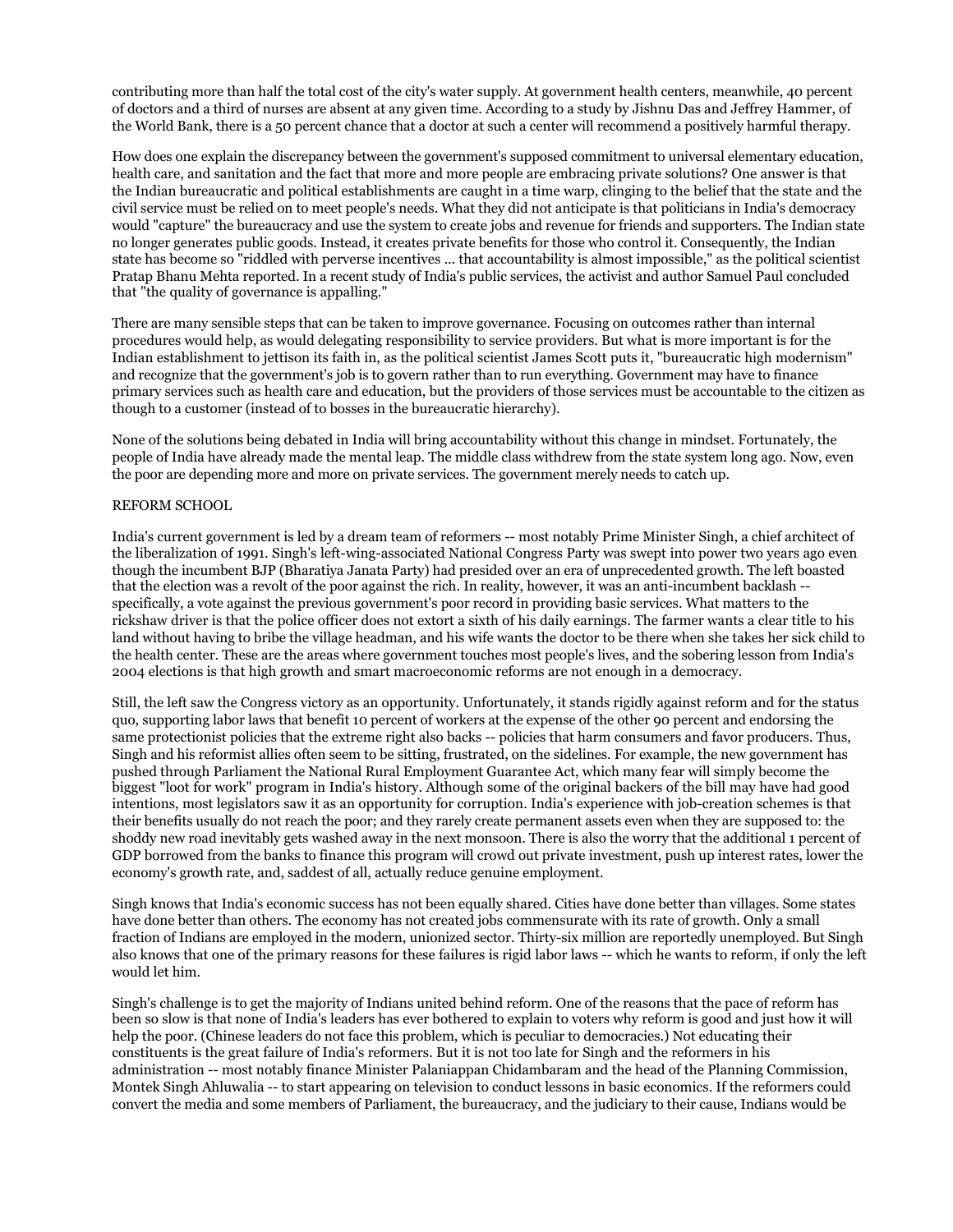contributing more than half the total cost of the city's water supply. At government health centers, meanwhile, 40 percent of doctors and a third of nurses are absent at any given time. According to a study by Jishnu Das and Jeffrey Hammer, of the World Bank, there is a 50 percent chance that a doctor at such a center will recommend a positively harmful therapy.

How does one explain the discrepancy between the government's supposed commitment to universal elementary education, health care, and sanitation and the fact that more and more people are embracing private solutions? One answer is that the Indian bureaucratic and political establishments are caught in a time warp, clinging to the belief that the state and the civil service must be relied on to meet people's needs. What they did not anticipate is that politicians in India's democracy would "capture" the bureaucracy and use the system to create jobs and revenue for friends and supporters. The Indian state no longer generates public goods. Instead, it creates private benefits for those who control it. Consequently, the Indian state has become so "riddled with perverse incentives ... that accountability is almost impossible," as the political scientist Pratap Bhanu Mehta reported. In a recent study of India's public services, the activist and author Samuel Paul concluded that "the quality of governance is appalling."

There are many sensible steps that can be taken to improve governance. Focusing on outcomes rather than internal procedures would help, as would delegating responsibility to service providers. But what is more important is for the Indian establishment to jettison its faith in, as the political scientist James Scott puts it, "bureaucratic high modernism" and recognize that the government's job is to govern rather than to run everything. Government may have to finance primary services such as health care and education, but the providers of those services must be accountable to the citizen as though to a customer (instead of to bosses in the bureaucratic hierarchy).

None of the solutions being debated in India will bring accountability without this change in mindset. Fortunately, the people of India have already made the mental leap. The middle class withdrew from the state system long ago. Now, even the poor are depending more and more on private services. The government merely needs to catch up.

## REFORM SCHOOL

India's current government is led by a dream team of reformers -- most notably Prime Minister Singh, a chief architect of the liberalization of 1991. Singh's left-wing-associated National Congress Party was swept into power two years ago even though the incumbent BJP (Bharatiya Janata Party) had presided over an era of unprecedented growth. The left boasted that the election was a revolt of the poor against the rich. In reality, however, it was an anti-incumbent backlash -- specifically, a vote against the previous government's poor record in providing basic services. What matters to the rickshaw driver is that the police officer does not extort a sixth of his daily earnings. The farmer wants a clear title to his land without having to bribe the village headman, and his wife wants the doctor to be there when she takes her sick child to the health center. These are the areas where government touches most people's lives, and the sobering lesson from India's 2004 elections is that high growth and smart macroeconomic reforms are not enough in a democracy.

Still, the left saw the Congress victory as an opportunity. Unfortunately, it stands rigidly against reform and for the status quo, supporting labor laws that benefit 10 percent of workers at the expense of the other 90 percent and endorsing the same protectionist policies that the extreme right also backs -- policies that harm consumers and favor producers. Thus, Singh and his reformist allies often seem to be sitting, frustrated, on the sidelines. For example, the new government has pushed through Parliament the National Rural Employment Guarantee Act, which many fear will simply become the biggest "loot for work" program in India's history. Although some of the original backers of the bill may have had good intentions, most legislators saw it as an opportunity for corruption. India's experience with job-creation schemes is that their benefits usually do not reach the poor; and they rarely create permanent assets even when they are supposed to: the shoddy new road inevitably gets washed away in the next monsoon. There is also the worry that the additional 1 percent of GDP borrowed from the banks to finance this program will crowd out private investment, push up interest rates, lower the economy's growth rate, and, saddest of all, actually reduce genuine employment.

Singh knows that India's economic success has not been equally shared. Cities have done better than villages. Some states have done better than others. The economy has not created jobs commensurate with its rate of growth. Only a small fraction of Indians are employed in the modern, unionized sector. Thirty-six million are reportedly unemployed. But Singh also knows that one of the primary reasons for these failures is rigid labor laws -- which he wants to reform, if only the left would let him.

Singh's challenge is to get the majority of Indians united behind reform. One of the reasons that the pace of reform has been so slow is that none of India's leaders has ever bothered to explain to voters why reform is good and just how it will help the poor. (Chinese leaders do not face this problem, which is peculiar to democracies.) Not educating their constituents is the great failure of India's reformers. But it is not too late for Singh and the reformers in his administration -- most notably finance Minister Palaniappan Chidambaram and the head of the Planning Commission, Montek Singh Ahluwalia -- to start appearing on television to conduct lessons in basic economics. If the reformers could convert the media and some members of Parliament, the bureaucracy, and the judiciary to their cause, Indians would be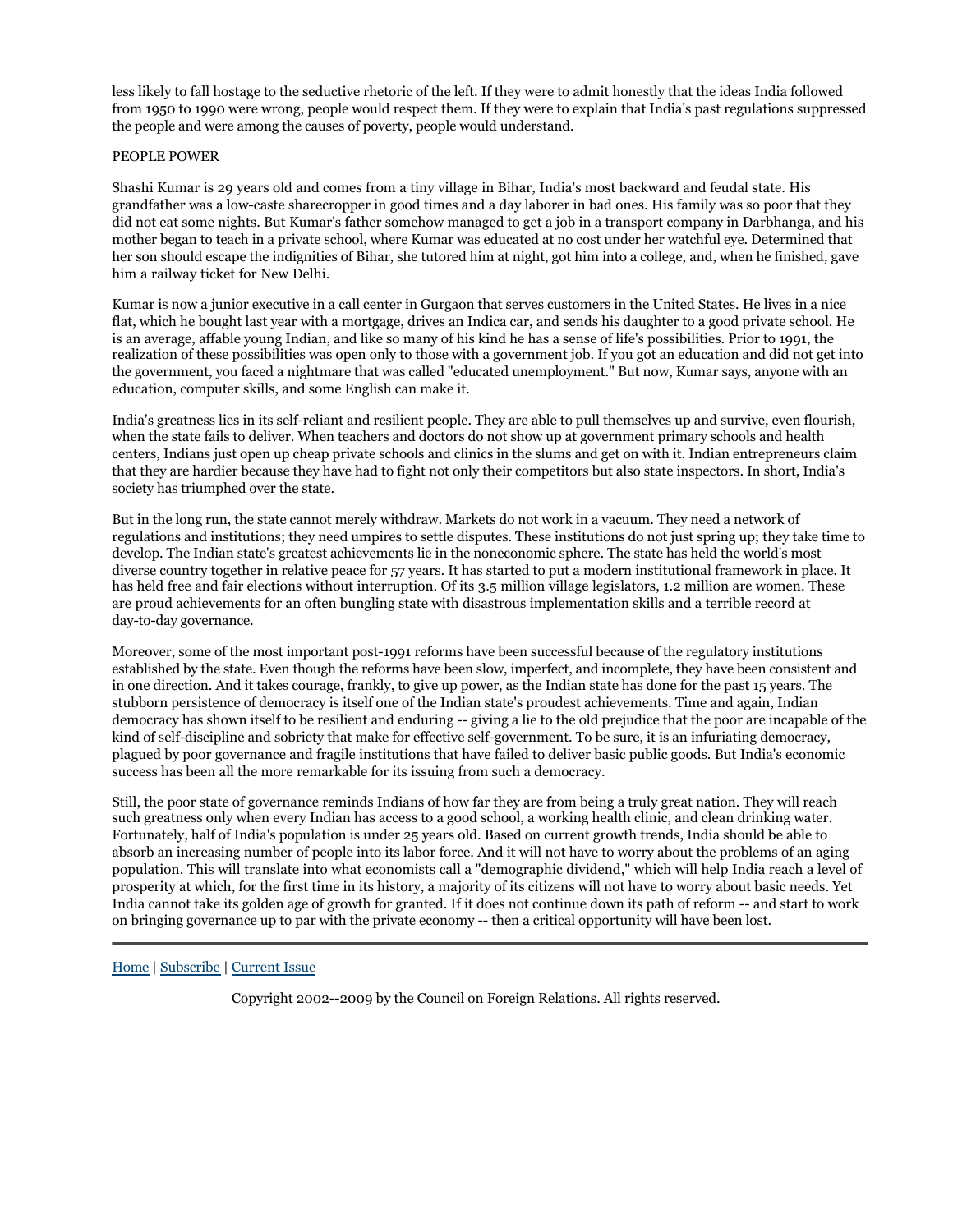less likely to fall hostage to the seductive rhetoric of the left. If they were to admit honestly that the ideas India followed from 1950 to 1990 were wrong, people would respect them. If they were to explain that India's past regulations suppressed the people and were among the causes of poverty, people would understand.

## PEOPLE POWER

Shashi Kumar is 29 years old and comes from a tiny village in Bihar, India's most backward and feudal state. His grandfather was a low-caste sharecropper in good times and a day laborer in bad ones. His family was so poor that they did not eat some nights. But Kumar's father somehow managed to get a job in a transport company in Darbhanga, and his mother began to teach in a private school, where Kumar was educated at no cost under her watchful eye. Determined that her son should escape the indignities of Bihar, she tutored him at night, got him into a college, and, when he finished, gave him a railway ticket for New Delhi.

Kumar is now a junior executive in a call center in Gurgaon that serves customers in the United States. He lives in a nice flat, which he bought last year with a mortgage, drives an Indica car, and sends his daughter to a good private school. He is an average, affable young Indian, and like so many of his kind he has a sense of life's possibilities. Prior to 1991, the realization of these possibilities was open only to those with a government job. If you got an education and did not get into the government, you faced a nightmare that was called "educated unemployment." But now, Kumar says, anyone with an education, computer skills, and some English can make it.

India's greatness lies in its self-reliant and resilient people. They are able to pull themselves up and survive, even flourish, when the state fails to deliver. When teachers and doctors do not show up at government primary schools and health centers, Indians just open up cheap private schools and clinics in the slums and get on with it. Indian entrepreneurs claim that they are hardier because they have had to fight not only their competitors but also state inspectors. In short, India's society has triumphed over the state.

But in the long run, the state cannot merely withdraw. Markets do not work in a vacuum. They need a network of regulations and institutions; they need umpires to settle disputes. These institutions do not just spring up; they take time to develop. The Indian state's greatest achievements lie in the noneconomic sphere. The state has held the world's most diverse country together in relative peace for 57 years. It has started to put a modern institutional framework in place. It has held free and fair elections without interruption. Of its 3.5 million village legislators, 1.2 million are women. These are proud achievements for an often bungling state with disastrous implementation skills and a terrible record at day-to-day governance.

Moreover, some of the most important post-1991 reforms have been successful because of the regulatory institutions established by the state. Even though the reforms have been slow, imperfect, and incomplete, they have been consistent and in one direction. And it takes courage, frankly, to give up power, as the Indian state has done for the past 15 years. The stubborn persistence of democracy is itself one of the Indian state's proudest achievements. Time and again, Indian democracy has shown itself to be resilient and enduring -- giving a lie to the old prejudice that the poor are incapable of the kind of self-discipline and sobriety that make for effective self-government. To be sure, it is an infuriating democracy, plagued by poor governance and fragile institutions that have failed to deliver basic public goods. But India's economic success has been all the more remarkable for its issuing from such a democracy.

Still, the poor state of governance reminds Indians of how far they are from being a truly great nation. They will reach such greatness only when every Indian has access to a good school, a working health clinic, and clean drinking water. Fortunately, half of India's population is under 25 years old. Based on current growth trends, India should be able to absorb an increasing number of people into its labor force. And it will not have to worry about the problems of an aging population. This will translate into what economists call a "demographic dividend," which will help India reach a level of prosperity at which, for the first time in its history, a majority of its citizens will not have to worry about basic needs. Yet India cannot take its golden age of growth for granted. If it does not continue down its path of reform -- and start to work on bringing governance up to par with the private economy -- then a critical opportunity will have been lost.

---

Home | Subscribe | Current Issue

Copyright 2002--2009 by the Council on Foreign Relations. All rights reserved.